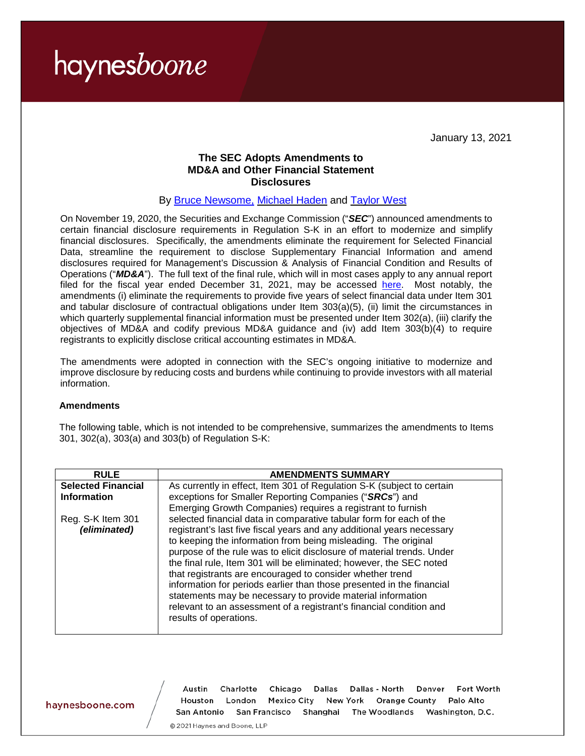January 13, 2021

# The SEC Adopts Amendments to MD&A and Other Financial Statement Disclosures

By [Bruce Newsome,](#) [Michael Haden](#) and [Taylor West](#)

On November 19, 2020, the Securities and Exchange Commission ("***SEC***") announced amendments to certain financial disclosure requirements in Regulation S-K in an effort to modernize and simplify financial disclosures. Specifically, the amendments eliminate the requirement for Selected Financial Data, streamline the requirement to disclose Supplementary Financial Information and amend disclosures required for Management's Discussion & Analysis of Financial Condition and Results of Operations ("***MD&A***"). The full text of the final rule, which will in most cases apply to any annual report filed for the fiscal year ended December 31, 2021, may be accessed [here](#). Most notably, the amendments (i) eliminate the requirements to provide five years of select financial data under Item 301 and tabular disclosure of contractual obligations under Item 303(a)(5), (ii) limit the circumstances in which quarterly supplemental financial information must be presented under Item 302(a), (iii) clarify the objectives of MD&A and codify previous MD&A guidance and (iv) add Item 303(b)(4) to require registrants to explicitly disclose critical accounting estimates in MD&A.

The amendments were adopted in connection with the SEC's ongoing initiative to modernize and improve disclosure by reducing costs and burdens while continuing to provide investors with all material information.

**Amendments**

The following table, which is not intended to be comprehensive, summarizes the amendments to Items 301, 302(a), 303(a) and 303(b) of Regulation S-K:

| RULE | AMENDMENTS SUMMARY |
|---|---|
| **Selected Financial Information**<br><br>Reg. S-K Item 301 ***(eliminated)*** | As currently in effect, Item 301 of Regulation S-K (subject to certain exceptions for Smaller Reporting Companies ("***SRCs***") and Emerging Growth Companies) requires a registrant to furnish selected financial data in comparative tabular form for each of the registrant's last five fiscal years and any additional years necessary to keeping the information from being misleading. The original purpose of the rule was to elicit disclosure of material trends. Under the final rule, Item 301 will be eliminated; however, the SEC noted that registrants are encouraged to consider whether trend information for periods earlier than those presented in the financial statements may be necessary to provide material information relevant to an assessment of a registrant's financial condition and results of operations. |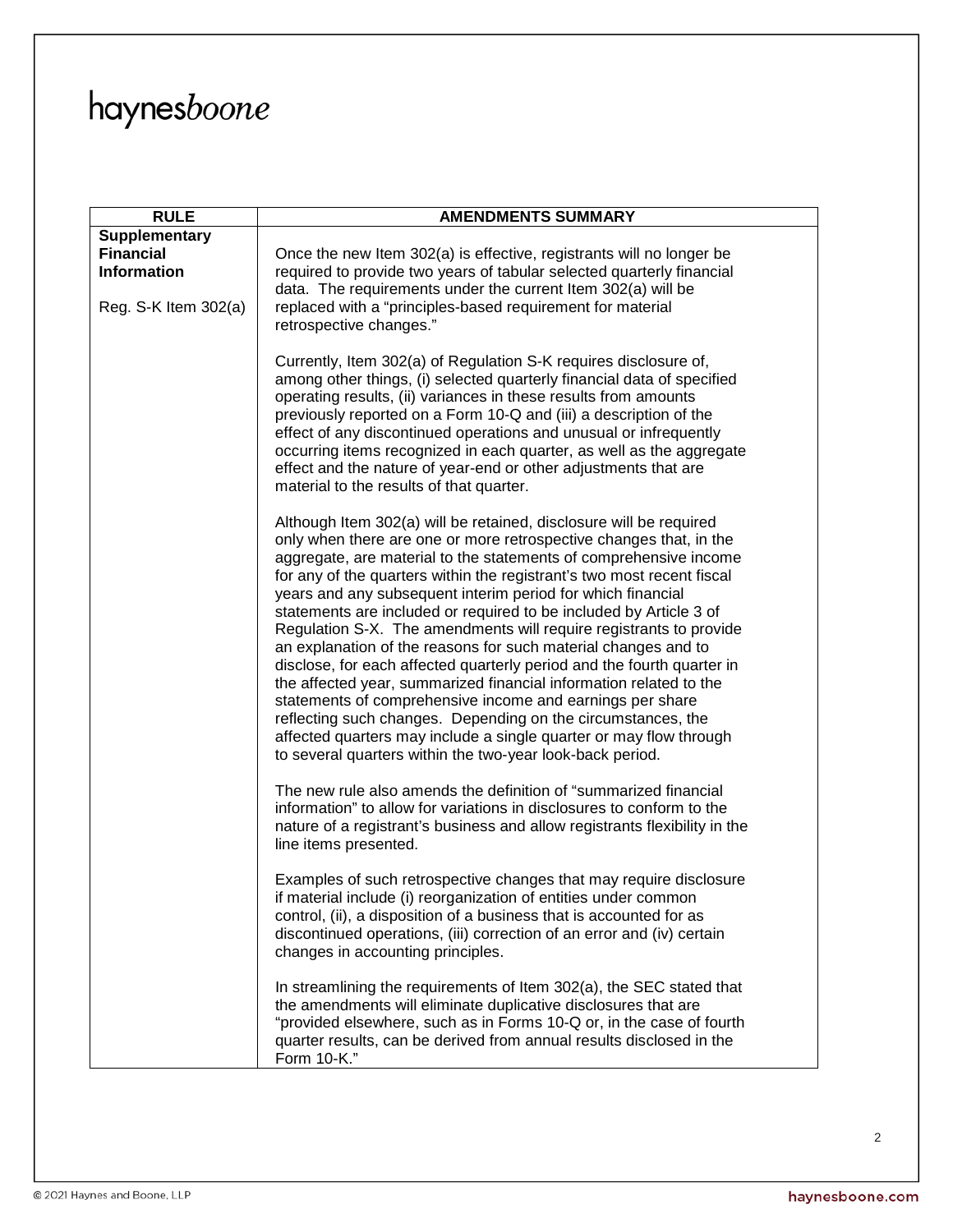| RULE | AMENDMENTS SUMMARY |
| --- | --- |
| **Supplementary Financial Information**<br><br>Reg. S-K Item 302(a) | Once the new Item 302(a) is effective, registrants will no longer be required to provide two years of tabular selected quarterly financial data. The requirements under the current Item 302(a) will be replaced with a "principles-based requirement for material retrospective changes."<br><br>Currently, Item 302(a) of Regulation S-K requires disclosure of, among other things, (i) selected quarterly financial data of specified operating results, (ii) variances in these results from amounts previously reported on a Form 10-Q and (iii) a description of the effect of any discontinued operations and unusual or infrequently occurring items recognized in each quarter, as well as the aggregate effect and the nature of year-end or other adjustments that are material to the results of that quarter.<br><br>Although Item 302(a) will be retained, disclosure will be required only when there are one or more retrospective changes that, in the aggregate, are material to the statements of comprehensive income for any of the quarters within the registrant's two most recent fiscal years and any subsequent interim period for which financial statements are included or required to be included by Article 3 of Regulation S-X. The amendments will require registrants to provide an explanation of the reasons for such material changes and to disclose, for each affected quarterly period and the fourth quarter in the affected year, summarized financial information related to the statements of comprehensive income and earnings per share reflecting such changes. Depending on the circumstances, the affected quarters may include a single quarter or may flow through to several quarters within the two-year look-back period.<br><br>The new rule also amends the definition of "summarized financial information" to allow for variations in disclosures to conform to the nature of a registrant's business and allow registrants flexibility in the line items presented.<br><br>Examples of such retrospective changes that may require disclosure if material include (i) reorganization of entities under common control, (ii), a disposition of a business that is accounted for as discontinued operations, (iii) correction of an error and (iv) certain changes in accounting principles.<br><br>In streamlining the requirements of Item 302(a), the SEC stated that the amendments will eliminate duplicative disclosures that are "provided elsewhere, such as in Forms 10-Q or, in the case of fourth quarter results, can be derived from annual results disclosed in the Form 10-K." |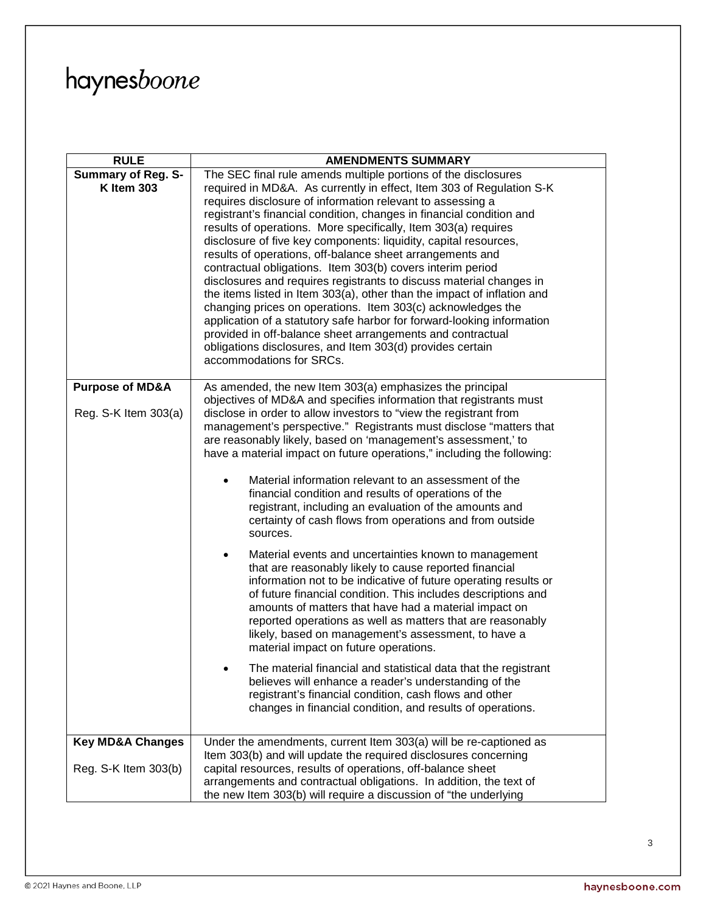| RULE | AMENDMENTS SUMMARY |
|---|---|
| **Summary of Reg. S-K Item 303** | The SEC final rule amends multiple portions of the disclosures required in MD&A. As currently in effect, Item 303 of Regulation S-K requires disclosure of information relevant to assessing a registrant's financial condition, changes in financial condition and results of operations. More specifically, Item 303(a) requires disclosure of five key components: liquidity, capital resources, results of operations, off-balance sheet arrangements and contractual obligations. Item 303(b) covers interim period disclosures and requires registrants to discuss material changes in the items listed in Item 303(a), other than the impact of inflation and changing prices on operations. Item 303(c) acknowledges the application of a statutory safe harbor for forward-looking information provided in off-balance sheet arrangements and contractual obligations disclosures, and Item 303(d) provides certain accommodations for SRCs. |
| **Purpose of MD&A**<br><br>Reg. S-K Item 303(a) | As amended, the new Item 303(a) emphasizes the principal objectives of MD&A and specifies information that registrants must disclose in order to allow investors to "view the registrant from management's perspective." Registrants must disclose "matters that are reasonably likely, based on 'management's assessment,' to have a material impact on future operations," including the following:<br><br>• Material information relevant to an assessment of the financial condition and results of operations of the registrant, including an evaluation of the amounts and certainty of cash flows from operations and from outside sources.<br><br>• Material events and uncertainties known to management that are reasonably likely to cause reported financial information not to be indicative of future operating results or of future financial condition. This includes descriptions and amounts of matters that have had a material impact on reported operations as well as matters that are reasonably likely, based on management's assessment, to have a material impact on future operations.<br><br>• The material financial and statistical data that the registrant believes will enhance a reader's understanding of the registrant's financial condition, cash flows and other changes in financial condition, and results of operations. |
| **Key MD&A Changes**<br><br>Reg. S-K Item 303(b) | Under the amendments, current Item 303(a) will be re-captioned as Item 303(b) and will update the required disclosures concerning capital resources, results of operations, off-balance sheet arrangements and contractual obligations. In addition, the text of the new Item 303(b) will require a discussion of "the underlying |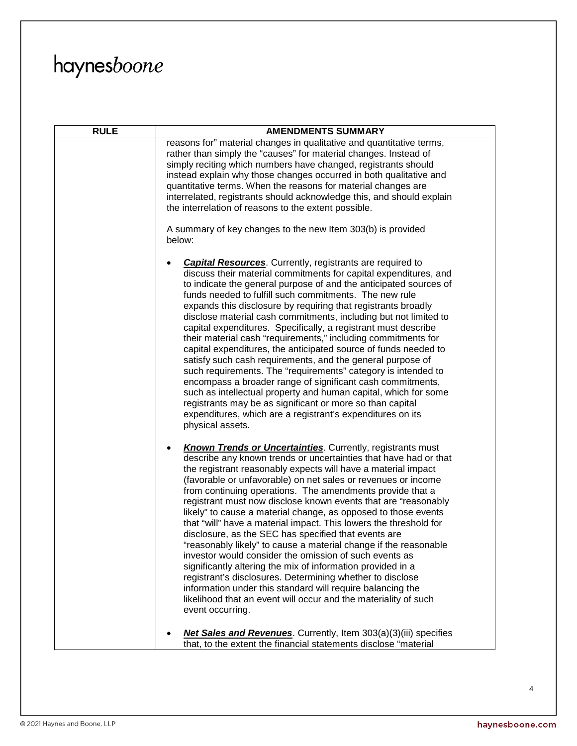| RULE | AMENDMENTS SUMMARY |
|---|---|
| | reasons for" material changes in qualitative and quantitative terms, rather than simply the "causes" for material changes. Instead of simply reciting which numbers have changed, registrants should instead explain why those changes occurred in both qualitative and quantitative terms. When the reasons for material changes are interrelated, registrants should acknowledge this, and should explain the interrelation of reasons to the extent possible.<br><br>A summary of key changes to the new Item 303(b) is provided below:<br><br>• ***Capital Resources***. Currently, registrants are required to discuss their material commitments for capital expenditures, and to indicate the general purpose of and the anticipated sources of funds needed to fulfill such commitments. The new rule expands this disclosure by requiring that registrants broadly disclose material cash commitments, including but not limited to capital expenditures. Specifically, a registrant must describe their material cash "requirements," including commitments for capital expenditures, the anticipated source of funds needed to satisfy such cash requirements, and the general purpose of such requirements. The "requirements" category is intended to encompass a broader range of significant cash commitments, such as intellectual property and human capital, which for some registrants may be as significant or more so than capital expenditures, which are a registrant's expenditures on its physical assets.<br><br>• ***Known Trends or Uncertainties***. Currently, registrants must describe any known trends or uncertainties that have had or that the registrant reasonably expects will have a material impact (favorable or unfavorable) on net sales or revenues or income from continuing operations. The amendments provide that a registrant must now disclose known events that are "reasonably likely" to cause a material change, as opposed to those events that "will" have a material impact. This lowers the threshold for disclosure, as the SEC has specified that events are "reasonably likely" to cause a material change if the reasonable investor would consider the omission of such events as significantly altering the mix of information provided in a registrant's disclosures. Determining whether to disclose information under this standard will require balancing the likelihood that an event will occur and the materiality of such event occurring.<br><br>• ***Net Sales and Revenues***. Currently, Item 303(a)(3)(iii) specifies that, to the extent the financial statements disclose "material |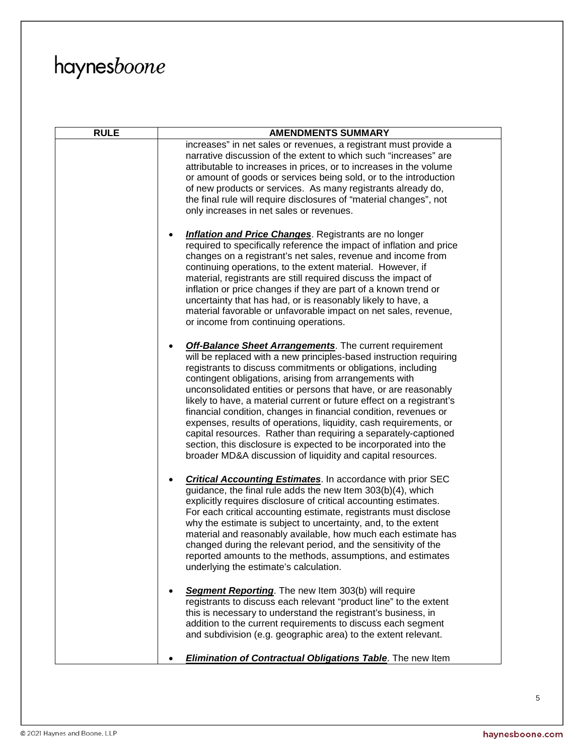| RULE | AMENDMENTS SUMMARY |
| --- | --- |
| | increases" in net sales or revenues, a registrant must provide a narrative discussion of the extent to which such "increases" are attributable to increases in prices, or to increases in the volume or amount of goods or services being sold, or to the introduction of new products or services. As many registrants already do, the final rule will require disclosures of "material changes", not only increases in net sales or revenues.<br><br>• ***Inflation and Price Changes***. Registrants are no longer required to specifically reference the impact of inflation and price changes on a registrant's net sales, revenue and income from continuing operations, to the extent material. However, if material, registrants are still required discuss the impact of inflation or price changes if they are part of a known trend or uncertainty that has had, or is reasonably likely to have, a material favorable or unfavorable impact on net sales, revenue, or income from continuing operations.<br><br>• ***Off-Balance Sheet Arrangements***. The current requirement will be replaced with a new principles-based instruction requiring registrants to discuss commitments or obligations, including contingent obligations, arising from arrangements with unconsolidated entities or persons that have, or are reasonably likely to have, a material current or future effect on a registrant's financial condition, changes in financial condition, revenues or expenses, results of operations, liquidity, cash requirements, or capital resources. Rather than requiring a separately-captioned section, this disclosure is expected to be incorporated into the broader MD&A discussion of liquidity and capital resources.<br><br>• ***Critical Accounting Estimates***. In accordance with prior SEC guidance, the final rule adds the new Item 303(b)(4), which explicitly requires disclosure of critical accounting estimates. For each critical accounting estimate, registrants must disclose why the estimate is subject to uncertainty, and, to the extent material and reasonably available, how much each estimate has changed during the relevant period, and the sensitivity of the reported amounts to the methods, assumptions, and estimates underlying the estimate's calculation.<br><br>• ***Segment Reporting***. The new Item 303(b) will require registrants to discuss each relevant "product line" to the extent this is necessary to understand the registrant's business, in addition to the current requirements to discuss each segment and subdivision (e.g. geographic area) to the extent relevant.<br><br>• ***Elimination of Contractual Obligations Table***. The new Item |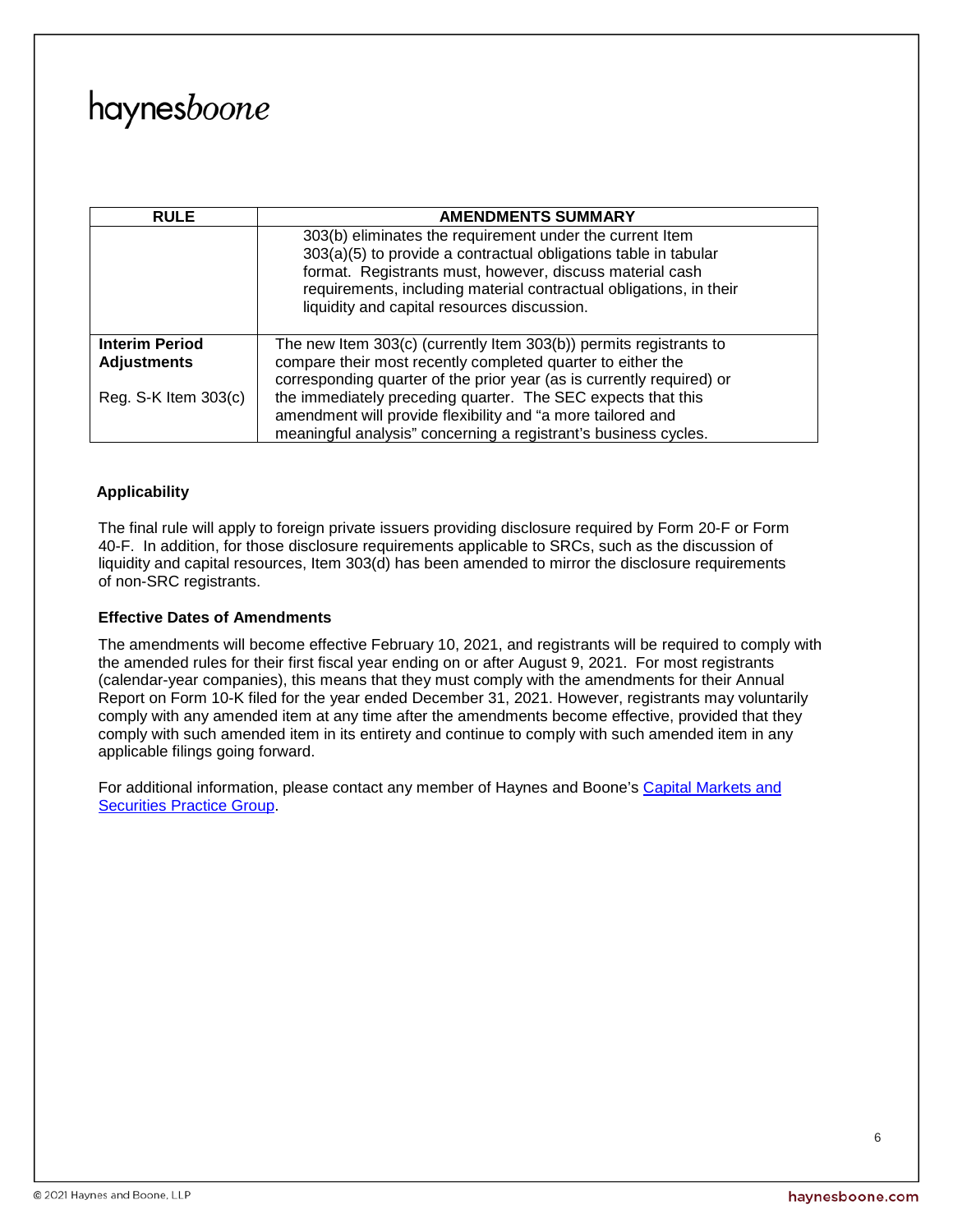| RULE | AMENDMENTS SUMMARY |
| --- | --- |
| | 303(b) eliminates the requirement under the current Item 303(a)(5) to provide a contractual obligations table in tabular format. Registrants must, however, discuss material cash requirements, including material contractual obligations, in their liquidity and capital resources discussion. |
| **Interim Period Adjustments**<br><br>Reg. S-K Item 303(c) | The new Item 303(c) (currently Item 303(b)) permits registrants to compare their most recently completed quarter to either the corresponding quarter of the prior year (as is currently required) or the immediately preceding quarter. The SEC expects that this amendment will provide flexibility and "a more tailored and meaningful analysis" concerning a registrant's business cycles. |

**Applicability**

The final rule will apply to foreign private issuers providing disclosure required by Form 20-F or Form 40-F. In addition, for those disclosure requirements applicable to SRCs, such as the discussion of liquidity and capital resources, Item 303(d) has been amended to mirror the disclosure requirements of non-SRC registrants.

**Effective Dates of Amendments**

The amendments will become effective February 10, 2021, and registrants will be required to comply with the amended rules for their first fiscal year ending on or after August 9, 2021. For most registrants (calendar-year companies), this means that they must comply with the amendments for their Annual Report on Form 10-K filed for the year ended December 31, 2021. However, registrants may voluntarily comply with any amended item at any time after the amendments become effective, provided that they comply with such amended item in its entirety and continue to comply with such amended item in any applicable filings going forward.

For additional information, please contact any member of Haynes and Boone's Capital Markets and Securities Practice Group.